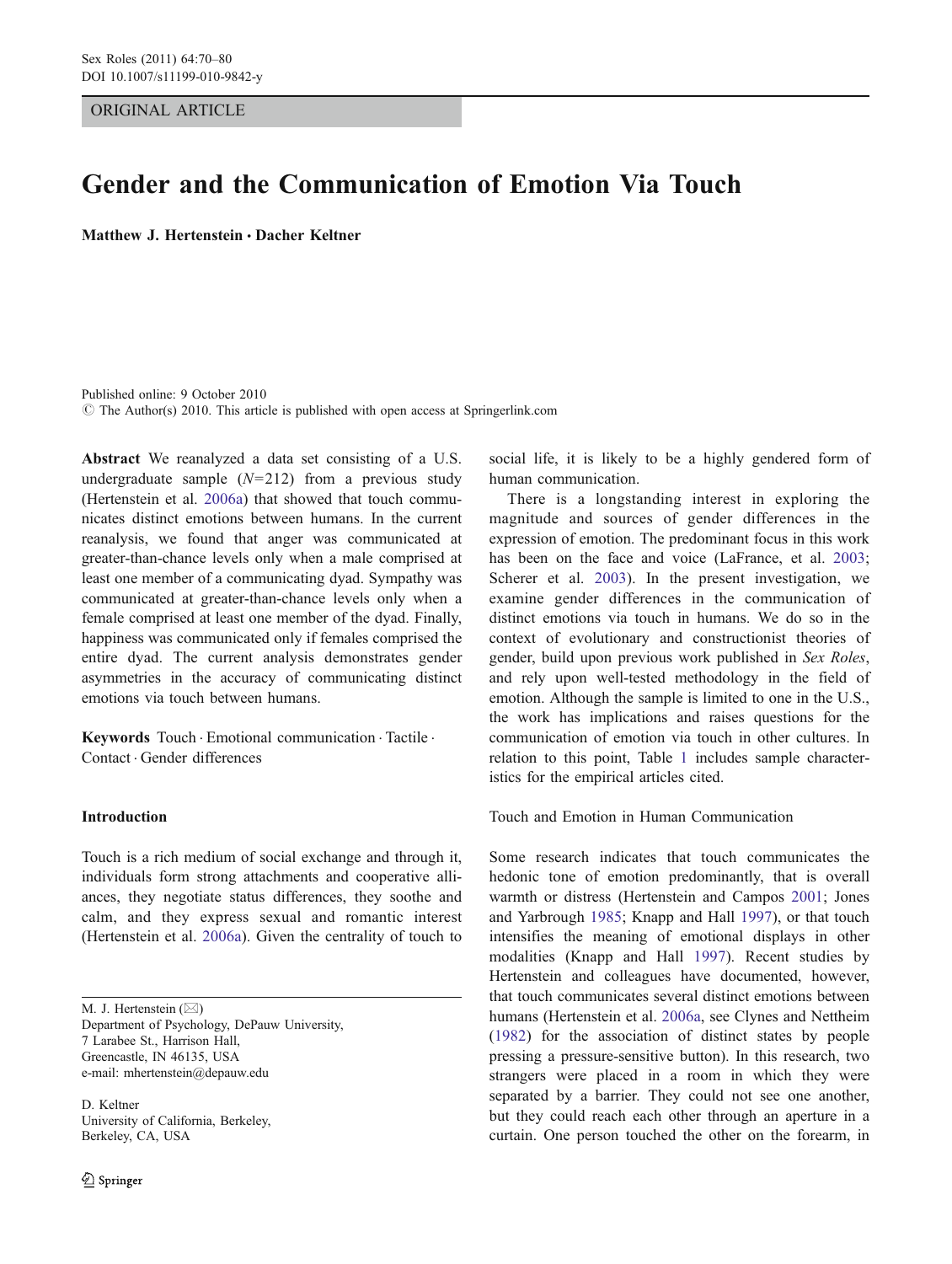ORIGINAL ARTICLE

# Gender and the Communication of Emotion Via Touch

**Matthew J. Hertenstein · Dacher Keltner**

Published online: 9 October 2010
© The Author(s) 2010. This article is published with open access at Springerlink.com

**Abstract** We reanalyzed a data set consisting of a U.S. undergraduate sample ($N=212$) from a previous study (Hertenstein et al. 2006a) that showed that touch communicates distinct emotions between humans. In the current reanalysis, we found that anger was communicated at greater-than-chance levels only when a male comprised at least one member of a communicating dyad. Sympathy was communicated at greater-than-chance levels only when a female comprised at least one member of the dyad. Finally, happiness was communicated only if females comprised the entire dyad. The current analysis demonstrates gender asymmetries in the accuracy of communicating distinct emotions via touch between humans.

**Keywords** Touch · Emotional communication · Tactile · Contact · Gender differences

## Introduction

Touch is a rich medium of social exchange and through it, individuals form strong attachments and cooperative alliances, they negotiate status differences, they soothe and calm, and they express sexual and romantic interest (Hertenstein et al. 2006a). Given the centrality of touch to social life, it is likely to be a highly gendered form of human communication.

There is a longstanding interest in exploring the magnitude and sources of gender differences in the expression of emotion. The predominant focus in this work has been on the face and voice (LaFrance, et al. 2003; Scherer et al. 2003). In the present investigation, we examine gender differences in the communication of distinct emotions via touch in humans. We do so in the context of evolutionary and constructionist theories of gender, build upon previous work published in *Sex Roles*, and rely upon well-tested methodology in the field of emotion. Although the sample is limited to one in the U.S., the work has implications and raises questions for the communication of emotion via touch in other cultures. In relation to this point, Table 1 includes sample characteristics for the empirical articles cited.

### Touch and Emotion in Human Communication

Some research indicates that touch communicates the hedonic tone of emotion predominantly, that is overall warmth or distress (Hertenstein and Campos 2001; Jones and Yarbrough 1985; Knapp and Hall 1997), or that touch intensifies the meaning of emotional displays in other modalities (Knapp and Hall 1997). Recent studies by Hertenstein and colleagues have documented, however, that touch communicates several distinct emotions between humans (Hertenstein et al. 2006a, see Clynes and Nettheim (1982) for the association of distinct states by people pressing a pressure-sensitive button). In this research, two strangers were placed in a room in which they were separated by a barrier. They could not see one another, but they could reach each other through an aperture in a curtain. One person touched the other on the forearm, in

M. J. Hertenstein (✉)
Department of Psychology, DePauw University,
7 Larabee St., Harrison Hall,
Greencastle, IN 46135, USA
e-mail: mhertenstein@depauw.edu

D. Keltner
University of California, Berkeley,
Berkeley, CA, USA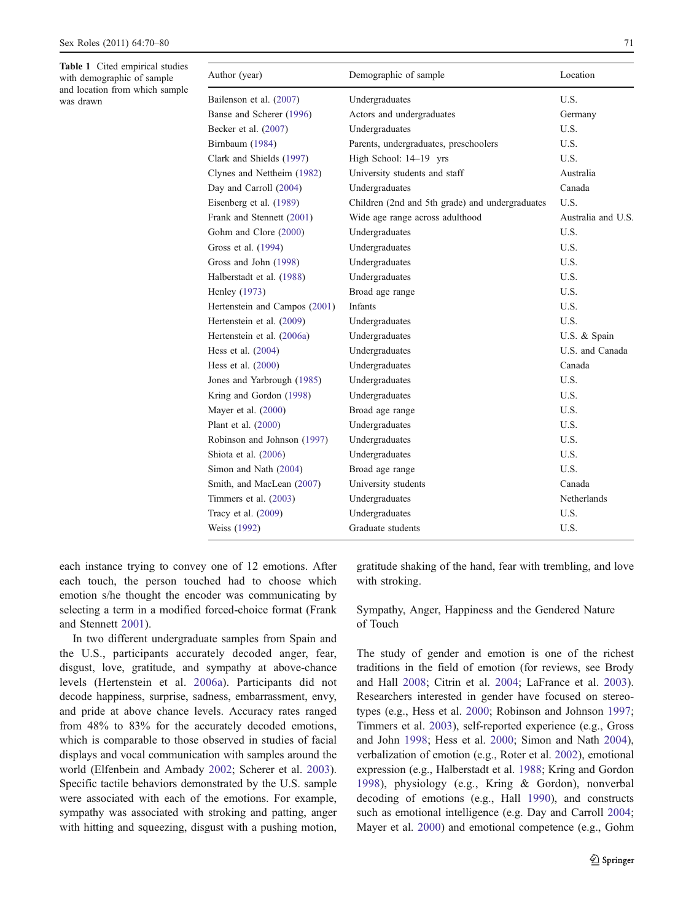**Table 1** Cited empirical studies with demographic of sample and location from which sample was drawn

| Author (year) | Demographic of sample | Location |
|---|---|---|
| Bailenson et al. (2007) | Undergraduates | U.S. |
| Banse and Scherer (1996) | Actors and undergraduates | Germany |
| Becker et al. (2007) | Undergraduates | U.S. |
| Birnbaum (1984) | Parents, undergraduates, preschoolers | U.S. |
| Clark and Shields (1997) | High School: 14–19 yrs | U.S. |
| Clynes and Nettheim (1982) | University students and staff | Australia |
| Day and Carroll (2004) | Undergraduates | Canada |
| Eisenberg et al. (1989) | Children (2nd and 5th grade) and undergraduates | U.S. |
| Frank and Stennett (2001) | Wide age range across adulthood | Australia and U.S. |
| Gohm and Clore (2000) | Undergraduates | U.S. |
| Gross et al. (1994) | Undergraduates | U.S. |
| Gross and John (1998) | Undergraduates | U.S. |
| Halberstadt et al. (1988) | Undergraduates | U.S. |
| Henley (1973) | Broad age range | U.S. |
| Hertenstein and Campos (2001) | Infants | U.S. |
| Hertenstein et al. (2009) | Undergraduates | U.S. |
| Hertenstein et al. (2006a) | Undergraduates | U.S. & Spain |
| Hess et al. (2004) | Undergraduates | U.S. and Canada |
| Hess et al. (2000) | Undergraduates | Canada |
| Jones and Yarbrough (1985) | Undergraduates | U.S. |
| Kring and Gordon (1998) | Undergraduates | U.S. |
| Mayer et al. (2000) | Broad age range | U.S. |
| Plant et al. (2000) | Undergraduates | U.S. |
| Robinson and Johnson (1997) | Undergraduates | U.S. |
| Shiota et al. (2006) | Undergraduates | U.S. |
| Simon and Nath (2004) | Broad age range | U.S. |
| Smith, and MacLean (2007) | University students | Canada |
| Timmers et al. (2003) | Undergraduates | Netherlands |
| Tracy et al. (2009) | Undergraduates | U.S. |
| Weiss (1992) | Graduate students | U.S. |

each instance trying to convey one of 12 emotions. After each touch, the person touched had to choose which emotion s/he thought the encoder was communicating by selecting a term in a modified forced-choice format (Frank and Stennett 2001).

In two different undergraduate samples from Spain and the U.S., participants accurately decoded anger, fear, disgust, love, gratitude, and sympathy at above-chance levels (Hertenstein et al. 2006a). Participants did not decode happiness, surprise, sadness, embarrassment, envy, and pride at above chance levels. Accuracy rates ranged from 48% to 83% for the accurately decoded emotions, which is comparable to those observed in studies of facial displays and vocal communication with samples around the world (Elfenbein and Ambady 2002; Scherer et al. 2003). Specific tactile behaviors demonstrated by the U.S. sample were associated with each of the emotions. For example, sympathy was associated with stroking and patting, anger with hitting and squeezing, disgust with a pushing motion, gratitude shaking of the hand, fear with trembling, and love with stroking.

## Sympathy, Anger, Happiness and the Gendered Nature of Touch

The study of gender and emotion is one of the richest traditions in the field of emotion (for reviews, see Brody and Hall 2008; Citrin et al. 2004; LaFrance et al. 2003). Researchers interested in gender have focused on stereotypes (e.g., Hess et al. 2000; Robinson and Johnson 1997; Timmers et al. 2003), self-reported experience (e.g., Gross and John 1998; Hess et al. 2000; Simon and Nath 2004), verbalization of emotion (e.g., Roter et al. 2002), emotional expression (e.g., Halberstadt et al. 1988; Kring and Gordon 1998), physiology (e.g., Kring & Gordon), nonverbal decoding of emotions (e.g., Hall 1990), and constructs such as emotional intelligence (e.g. Day and Carroll 2004; Mayer et al. 2000) and emotional competence (e.g., Gohm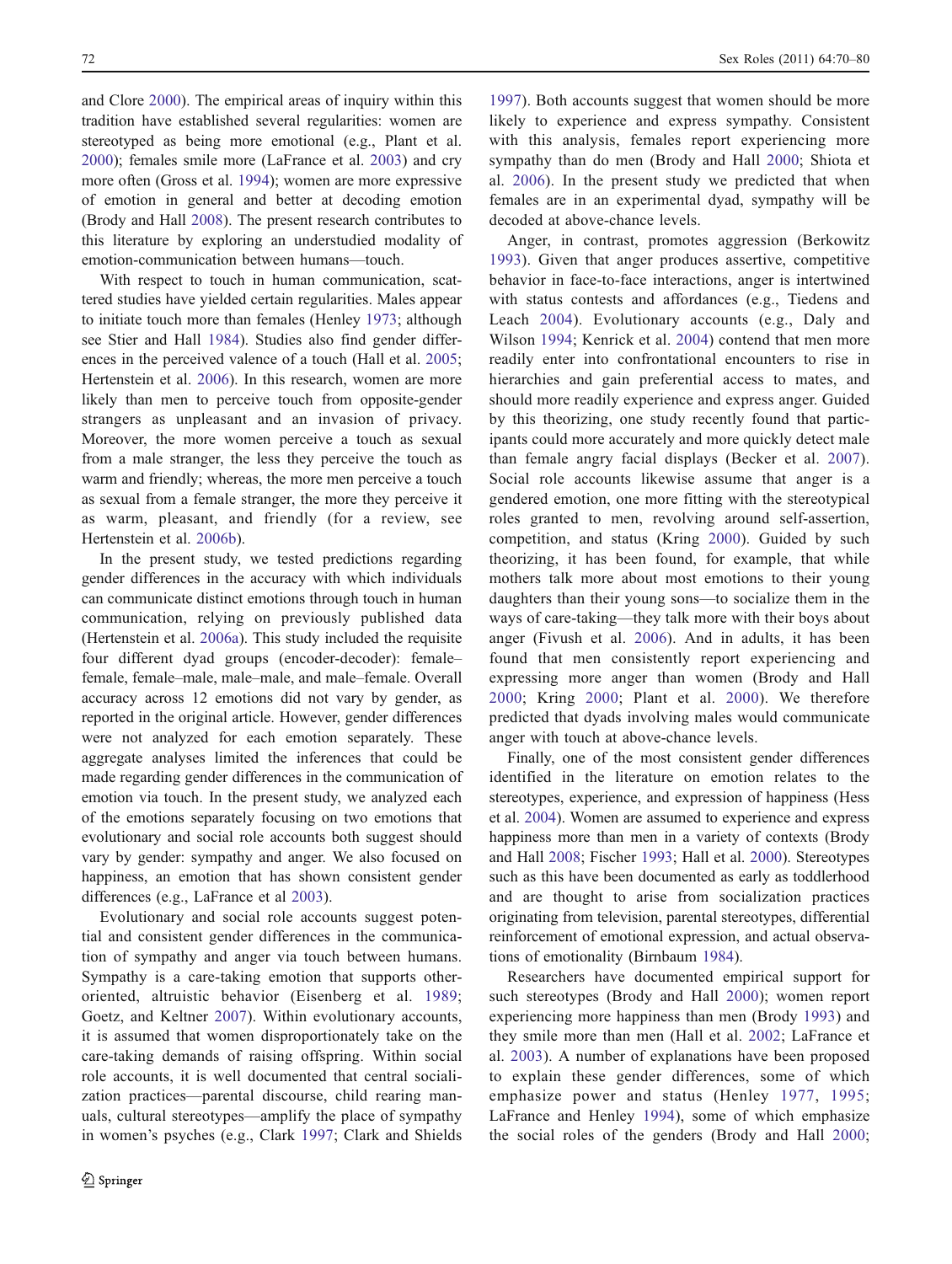and Clore 2000). The empirical areas of inquiry within this tradition have established several regularities: women are stereotyped as being more emotional (e.g., Plant et al. 2000); females smile more (LaFrance et al. 2003) and cry more often (Gross et al. 1994); women are more expressive of emotion in general and better at decoding emotion (Brody and Hall 2008). The present research contributes to this literature by exploring an understudied modality of emotion-communication between humans—touch.

With respect to touch in human communication, scattered studies have yielded certain regularities. Males appear to initiate touch more than females (Henley 1973; although see Stier and Hall 1984). Studies also find gender differences in the perceived valence of a touch (Hall et al. 2005; Hertenstein et al. 2006). In this research, women are more likely than men to perceive touch from opposite-gender strangers as unpleasant and an invasion of privacy. Moreover, the more women perceive a touch as sexual from a male stranger, the less they perceive the touch as warm and friendly; whereas, the more men perceive a touch as sexual from a female stranger, the more they perceive it as warm, pleasant, and friendly (for a review, see Hertenstein et al. 2006b).

In the present study, we tested predictions regarding gender differences in the accuracy with which individuals can communicate distinct emotions through touch in human communication, relying on previously published data (Hertenstein et al. 2006a). This study included the requisite four different dyad groups (encoder-decoder): female–female, female–male, male–male, and male–female. Overall accuracy across 12 emotions did not vary by gender, as reported in the original article. However, gender differences were not analyzed for each emotion separately. These aggregate analyses limited the inferences that could be made regarding gender differences in the communication of emotion via touch. In the present study, we analyzed each of the emotions separately focusing on two emotions that evolutionary and social role accounts both suggest should vary by gender: sympathy and anger. We also focused on happiness, an emotion that has shown consistent gender differences (e.g., LaFrance et al 2003).

Evolutionary and social role accounts suggest potential and consistent gender differences in the communication of sympathy and anger via touch between humans. Sympathy is a care-taking emotion that supports other-oriented, altruistic behavior (Eisenberg et al. 1989; Goetz, and Keltner 2007). Within evolutionary accounts, it is assumed that women disproportionately take on the care-taking demands of raising offspring. Within social role accounts, it is well documented that central socialization practices—parental discourse, child rearing manuals, cultural stereotypes—amplify the place of sympathy in women's psyches (e.g., Clark 1997; Clark and Shields 1997). Both accounts suggest that women should be more likely to experience and express sympathy. Consistent with this analysis, females report experiencing more sympathy than do men (Brody and Hall 2000; Shiota et al. 2006). In the present study we predicted that when females are in an experimental dyad, sympathy will be decoded at above-chance levels.

Anger, in contrast, promotes aggression (Berkowitz 1993). Given that anger produces assertive, competitive behavior in face-to-face interactions, anger is intertwined with status contests and affordances (e.g., Tiedens and Leach 2004). Evolutionary accounts (e.g., Daly and Wilson 1994; Kenrick et al. 2004) contend that men more readily enter into confrontational encounters to rise in hierarchies and gain preferential access to mates, and should more readily experience and express anger. Guided by this theorizing, one study recently found that participants could more accurately and more quickly detect male than female angry facial displays (Becker et al. 2007). Social role accounts likewise assume that anger is a gendered emotion, one more fitting with the stereotypical roles granted to men, revolving around self-assertion, competition, and status (Kring 2000). Guided by such theorizing, it has been found, for example, that while mothers talk more about most emotions to their young daughters than their young sons—to socialize them in the ways of care-taking—they talk more with their boys about anger (Fivush et al. 2006). And in adults, it has been found that men consistently report experiencing and expressing more anger than women (Brody and Hall 2000; Kring 2000; Plant et al. 2000). We therefore predicted that dyads involving males would communicate anger with touch at above-chance levels.

Finally, one of the most consistent gender differences identified in the literature on emotion relates to the stereotypes, experience, and expression of happiness (Hess et al. 2004). Women are assumed to experience and express happiness more than men in a variety of contexts (Brody and Hall 2008; Fischer 1993; Hall et al. 2000). Stereotypes such as this have been documented as early as toddlerhood and are thought to arise from socialization practices originating from television, parental stereotypes, differential reinforcement of emotional expression, and actual observations of emotionality (Birnbaum 1984).

Researchers have documented empirical support for such stereotypes (Brody and Hall 2000); women report experiencing more happiness than men (Brody 1993) and they smile more than men (Hall et al. 2002; LaFrance et al. 2003). A number of explanations have been proposed to explain these gender differences, some of which emphasize power and status (Henley 1977, 1995; LaFrance and Henley 1994), some of which emphasize the social roles of the genders (Brody and Hall 2000;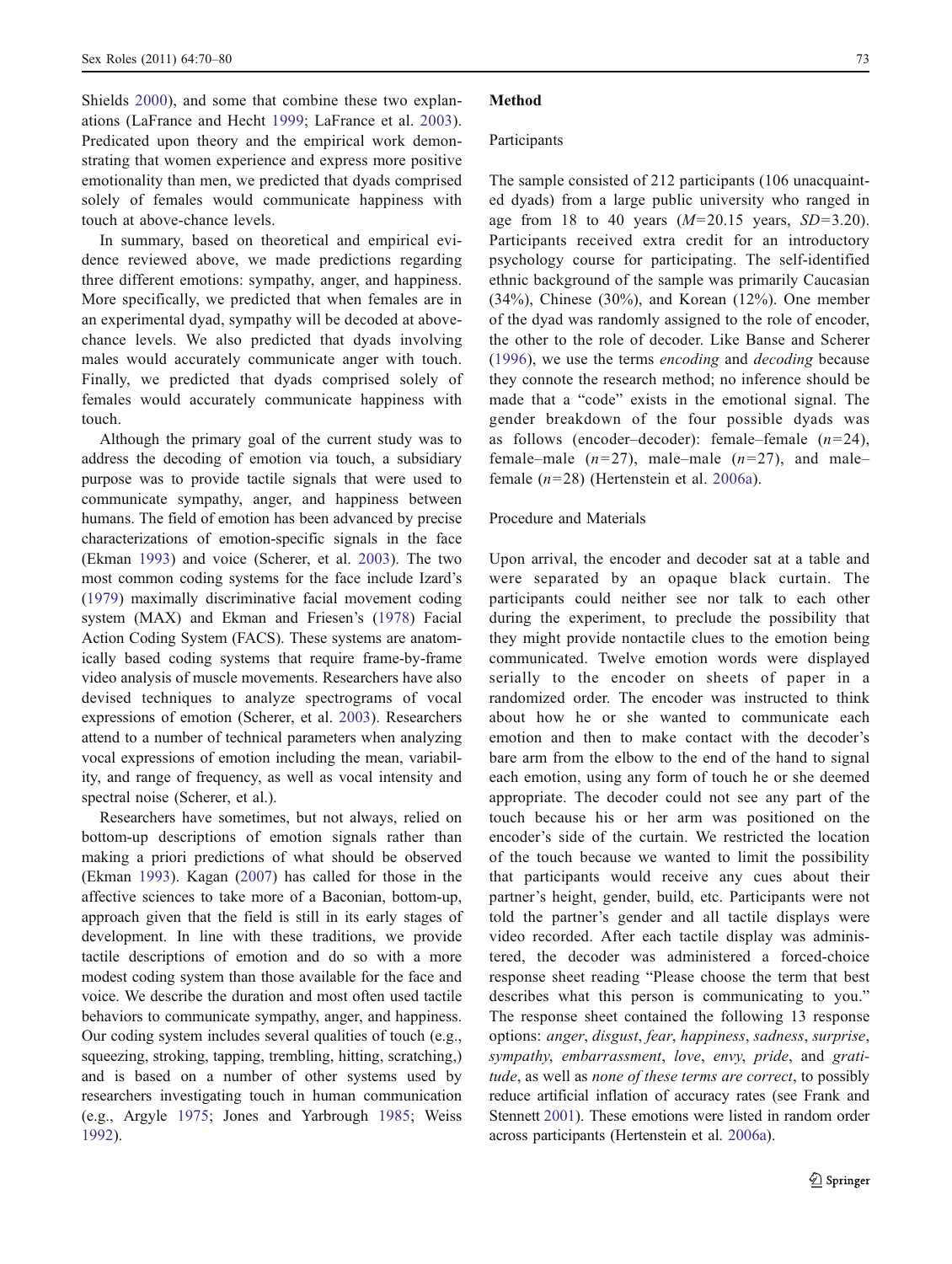Shields 2000), and some that combine these two explanations (LaFrance and Hecht 1999; LaFrance et al. 2003). Predicated upon theory and the empirical work demonstrating that women experience and express more positive emotionality than men, we predicted that dyads comprised solely of females would communicate happiness with touch at above-chance levels.

In summary, based on theoretical and empirical evidence reviewed above, we made predictions regarding three different emotions: sympathy, anger, and happiness. More specifically, we predicted that when females are in an experimental dyad, sympathy will be decoded at above-chance levels. We also predicted that dyads involving males would accurately communicate anger with touch. Finally, we predicted that dyads comprised solely of females would accurately communicate happiness with touch.

Although the primary goal of the current study was to address the decoding of emotion via touch, a subsidiary purpose was to provide tactile signals that were used to communicate sympathy, anger, and happiness between humans. The field of emotion has been advanced by precise characterizations of emotion-specific signals in the face (Ekman 1993) and voice (Scherer, et al. 2003). The two most common coding systems for the face include Izard's (1979) maximally discriminative facial movement coding system (MAX) and Ekman and Friesen's (1978) Facial Action Coding System (FACS). These systems are anatomically based coding systems that require frame-by-frame video analysis of muscle movements. Researchers have also devised techniques to analyze spectrograms of vocal expressions of emotion (Scherer, et al. 2003). Researchers attend to a number of technical parameters when analyzing vocal expressions of emotion including the mean, variability, and range of frequency, as well as vocal intensity and spectral noise (Scherer, et al.).

Researchers have sometimes, but not always, relied on bottom-up descriptions of emotion signals rather than making a priori predictions of what should be observed (Ekman 1993). Kagan (2007) has called for those in the affective sciences to take more of a Baconian, bottom-up, approach given that the field is still in its early stages of development. In line with these traditions, we provide tactile descriptions of emotion and do so with a more modest coding system than those available for the face and voice. We describe the duration and most often used tactile behaviors to communicate sympathy, anger, and happiness. Our coding system includes several qualities of touch (e.g., squeezing, stroking, tapping, trembling, hitting, scratching,) and is based on a number of other systems used by researchers investigating touch in human communication (e.g., Argyle 1975; Jones and Yarbrough 1985; Weiss 1992).

## Method

### Participants

The sample consisted of 212 participants (106 unacquainted dyads) from a large public university who ranged in age from 18 to 40 years ($M$=20.15 years, $SD$=3.20). Participants received extra credit for an introductory psychology course for participating. The self-identified ethnic background of the sample was primarily Caucasian (34%), Chinese (30%), and Korean (12%). One member of the dyad was randomly assigned to the role of encoder, the other to the role of decoder. Like Banse and Scherer (1996), we use the terms *encoding* and *decoding* because they connote the research method; no inference should be made that a "code" exists in the emotional signal. The gender breakdown of the four possible dyads was as follows (encoder–decoder): female–female ($n$=24), female–male ($n$=27), male–male ($n$=27), and male–female ($n$=28) (Hertenstein et al. 2006a).

### Procedure and Materials

Upon arrival, the encoder and decoder sat at a table and were separated by an opaque black curtain. The participants could neither see nor talk to each other during the experiment, to preclude the possibility that they might provide nontactile clues to the emotion being communicated. Twelve emotion words were displayed serially to the encoder on sheets of paper in a randomized order. The encoder was instructed to think about how he or she wanted to communicate each emotion and then to make contact with the decoder's bare arm from the elbow to the end of the hand to signal each emotion, using any form of touch he or she deemed appropriate. The decoder could not see any part of the touch because his or her arm was positioned on the encoder's side of the curtain. We restricted the location of the touch because we wanted to limit the possibility that participants would receive any cues about their partner's height, gender, build, etc. Participants were not told the partner's gender and all tactile displays were video recorded. After each tactile display was administered, the decoder was administered a forced-choice response sheet reading "Please choose the term that best describes what this person is communicating to you." The response sheet contained the following 13 response options: *anger*, *disgust*, *fear*, *happiness*, *sadness*, *surprise*, *sympathy*, *embarrassment*, *love*, *envy*, *pride*, and *gratitude*, as well as *none of these terms are correct*, to possibly reduce artificial inflation of accuracy rates (see Frank and Stennett 2001). These emotions were listed in random order across participants (Hertenstein et al. 2006a).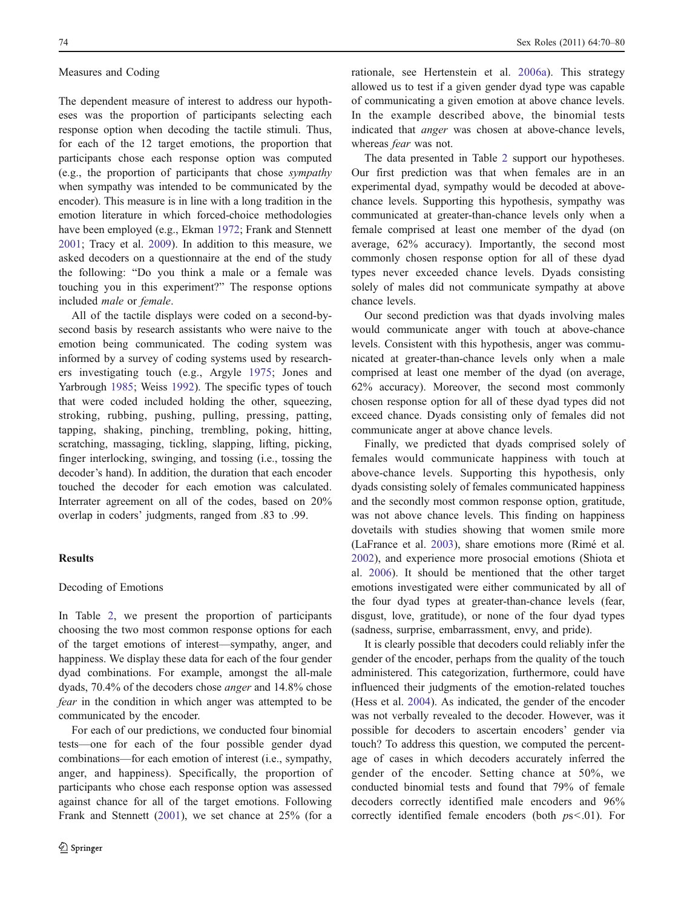### Measures and Coding

The dependent measure of interest to address our hypotheses was the proportion of participants selecting each response option when decoding the tactile stimuli. Thus, for each of the 12 target emotions, the proportion that participants chose each response option was computed (e.g., the proportion of participants that chose *sympathy* when sympathy was intended to be communicated by the encoder). This measure is in line with a long tradition in the emotion literature in which forced-choice methodologies have been employed (e.g., Ekman 1972; Frank and Stennett 2001; Tracy et al. 2009). In addition to this measure, we asked decoders on a questionnaire at the end of the study the following: "Do you think a male or a female was touching you in this experiment?" The response options included *male* or *female*.

All of the tactile displays were coded on a second-by-second basis by research assistants who were naive to the emotion being communicated. The coding system was informed by a survey of coding systems used by researchers investigating touch (e.g., Argyle 1975; Jones and Yarbrough 1985; Weiss 1992). The specific types of touch that were coded included holding the other, squeezing, stroking, rubbing, pushing, pulling, pressing, patting, tapping, shaking, pinching, trembling, poking, hitting, scratching, massaging, tickling, slapping, lifting, picking, finger interlocking, swinging, and tossing (i.e., tossing the decoder's hand). In addition, the duration that each encoder touched the decoder for each emotion was calculated. Interrater agreement on all of the codes, based on 20% overlap in coders' judgments, ranged from .83 to .99.

## Results

### Decoding of Emotions

In Table 2, we present the proportion of participants choosing the two most common response options for each of the target emotions of interest—sympathy, anger, and happiness. We display these data for each of the four gender dyad combinations. For example, amongst the all-male dyads, 70.4% of the decoders chose *anger* and 14.8% chose *fear* in the condition in which anger was attempted to be communicated by the encoder.

For each of our predictions, we conducted four binomial tests—one for each of the four possible gender dyad combinations—for each emotion of interest (i.e., sympathy, anger, and happiness). Specifically, the proportion of participants who chose each response option was assessed against chance for all of the target emotions. Following Frank and Stennett (2001), we set chance at 25% (for a rationale, see Hertenstein et al. 2006a). This strategy allowed us to test if a given gender dyad type was capable of communicating a given emotion at above chance levels. In the example described above, the binomial tests indicated that *anger* was chosen at above-chance levels, whereas *fear* was not.

The data presented in Table 2 support our hypotheses. Our first prediction was that when females are in an experimental dyad, sympathy would be decoded at above-chance levels. Supporting this hypothesis, sympathy was communicated at greater-than-chance levels only when a female comprised at least one member of the dyad (on average, 62% accuracy). Importantly, the second most commonly chosen response option for all of these dyad types never exceeded chance levels. Dyads consisting solely of males did not communicate sympathy at above chance levels.

Our second prediction was that dyads involving males would communicate anger with touch at above-chance levels. Consistent with this hypothesis, anger was communicated at greater-than-chance levels only when a male comprised at least one member of the dyad (on average, 62% accuracy). Moreover, the second most commonly chosen response option for all of these dyad types did not exceed chance. Dyads consisting only of females did not communicate anger at above chance levels.

Finally, we predicted that dyads comprised solely of females would communicate happiness with touch at above-chance levels. Supporting this hypothesis, only dyads consisting solely of females communicated happiness and the secondly most common response option, gratitude, was not above chance levels. This finding on happiness dovetails with studies showing that women smile more (LaFrance et al. 2003), share emotions more (Rimé et al. 2002), and experience more prosocial emotions (Shiota et al. 2006). It should be mentioned that the other target emotions investigated were either communicated by all of the four dyad types at greater-than-chance levels (fear, disgust, love, gratitude), or none of the four dyad types (sadness, surprise, embarrassment, envy, and pride).

It is clearly possible that decoders could reliably infer the gender of the encoder, perhaps from the quality of the touch administered. This categorization, furthermore, could have influenced their judgments of the emotion-related touches (Hess et al. 2004). As indicated, the gender of the encoder was not verbally revealed to the decoder. However, was it possible for decoders to ascertain encoders' gender via touch? To address this question, we computed the percentage of cases in which decoders accurately inferred the gender of the encoder. Setting chance at 50%, we conducted binomial tests and found that 79% of female decoders correctly identified male encoders and 96% correctly identified female encoders (both $ps < .01$). For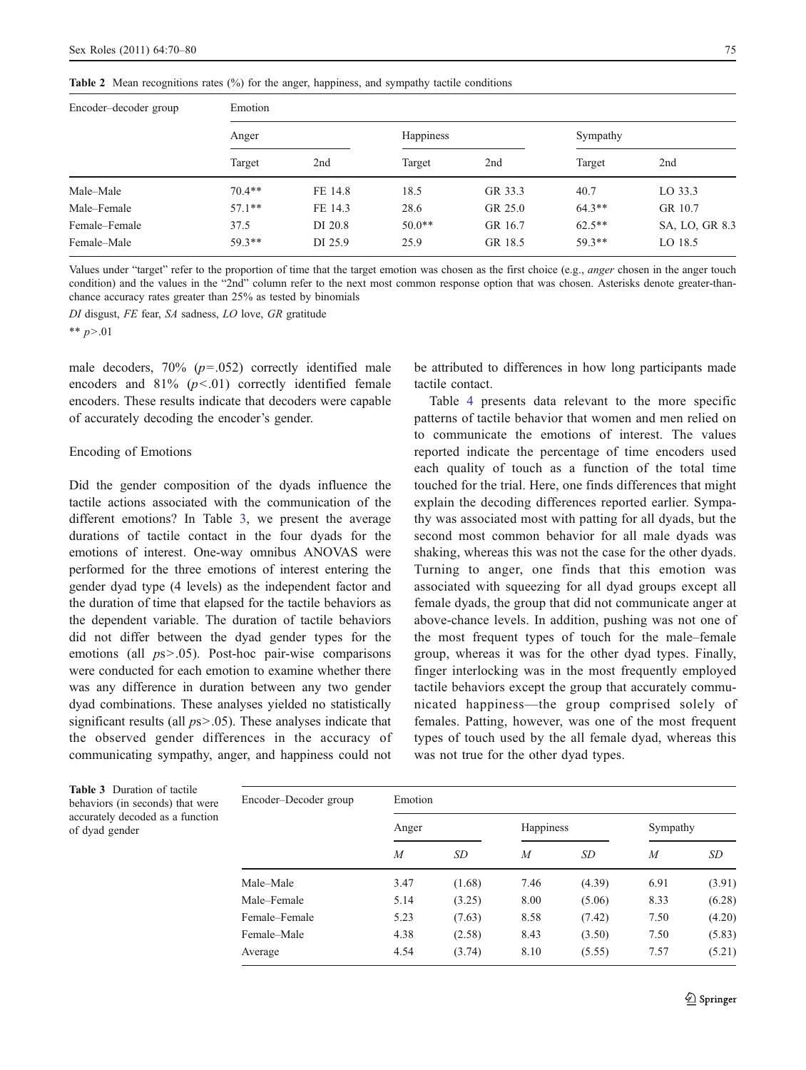**Table 2** Mean recognitions rates (%) for the anger, happiness, and sympathy tactile conditions

| Encoder–decoder group | Emotion | | | | | |
|---|---|---|---|---|---|---|
| | Anger | | Happiness | | Sympathy | |
| | Target | 2nd | Target | 2nd | Target | 2nd |
| Male–Male | 70.4** | FE 14.8 | 18.5 | GR 33.3 | 40.7 | LO 33.3 |
| Male–Female | 57.1** | FE 14.3 | 28.6 | GR 25.0 | 64.3** | GR 10.7 |
| Female–Female | 37.5 | DI 20.8 | 50.0** | GR 16.7 | 62.5** | SA, LO, GR 8.3 |
| Female–Male | 59.3** | DI 25.9 | 25.9 | GR 18.5 | 59.3** | LO 18.5 |

Values under "target" refer to the proportion of time that the target emotion was chosen as the first choice (e.g., *anger* chosen in the anger touch condition) and the values in the "2nd" column refer to the next most common response option that was chosen. Asterisks denote greater-than-chance accuracy rates greater than 25% as tested by binomials

*DI* disgust, *FE* fear, *SA* sadness, *LO* love, *GR* gratitude

** $p>.01$

male decoders, 70% ($p=.052$) correctly identified male encoders and 81% ($p<.01$) correctly identified female encoders. These results indicate that decoders were capable of accurately decoding the encoder's gender.

### Encoding of Emotions

Did the gender composition of the dyads influence the tactile actions associated with the communication of the different emotions? In Table 3, we present the average durations of tactile contact in the four dyads for the emotions of interest. One-way omnibus ANOVAS were performed for the three emotions of interest entering the gender dyad type (4 levels) as the independent factor and the duration of time that elapsed for the tactile behaviors as the dependent variable. The duration of tactile behaviors did not differ between the dyad gender types for the emotions (all $ps>.05$). Post-hoc pair-wise comparisons were conducted for each emotion to examine whether there was any difference in duration between any two gender dyad combinations. These analyses yielded no statistically significant results (all $ps>.05$). These analyses indicate that the observed gender differences in the accuracy of communicating sympathy, anger, and happiness could not be attributed to differences in how long participants made tactile contact.

Table 4 presents data relevant to the more specific patterns of tactile behavior that women and men relied on to communicate the emotions of interest. The values reported indicate the percentage of time encoders used each quality of touch as a function of the total time touched for the trial. Here, one finds differences that might explain the decoding differences reported earlier. Sympathy was associated most with patting for all dyads, but the second most common behavior for all male dyads was shaking, whereas this was not the case for the other dyads. Turning to anger, one finds that this emotion was associated with squeezing for all dyad groups except all female dyads, the group that did not communicate anger at above-chance levels. In addition, pushing was not one of the most frequent types of touch for the male–female group, whereas it was for the other dyad types. Finally, finger interlocking was in the most frequently employed tactile behaviors except the group that accurately communicated happiness—the group comprised solely of females. Patting, however, was one of the most frequent types of touch used by the all female dyad, whereas this was not true for the other dyad types.

**Table 3** Duration of tactile behaviors (in seconds) that were accurately decoded as a function of dyad gender

| Encoder–Decoder group | Emotion | | | | | |
|---|---|---|---|---|---|---|
| | Anger | | Happiness | | Sympathy | |
| | *M* | *SD* | *M* | *SD* | *M* | *SD* |
| Male–Male | 3.47 | (1.68) | 7.46 | (4.39) | 6.91 | (3.91) |
| Male–Female | 5.14 | (3.25) | 8.00 | (5.06) | 8.33 | (6.28) |
| Female–Female | 5.23 | (7.63) | 8.58 | (7.42) | 7.50 | (4.20) |
| Female–Male | 4.38 | (2.58) | 8.43 | (3.50) | 7.50 | (5.83) |
| Average | 4.54 | (3.74) | 8.10 | (5.55) | 7.57 | (5.21) |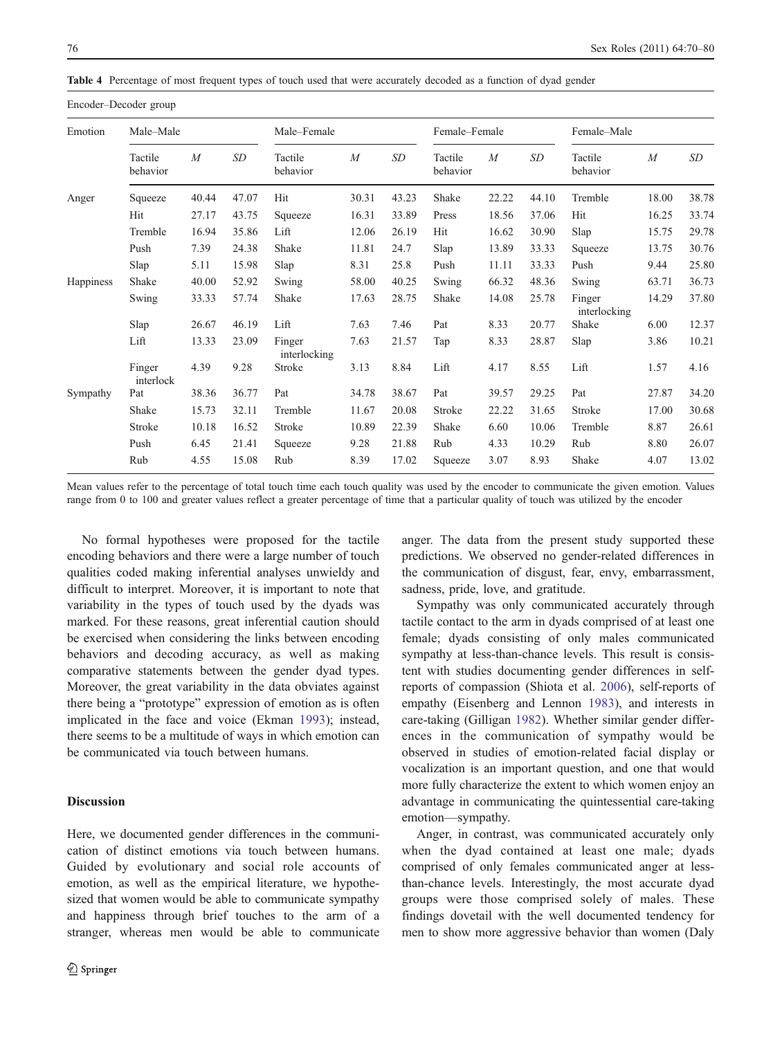Table 4 Percentage of most frequent types of touch used that were accurately decoded as a function of dyad gender

| Encoder–Decoder group | | | | | | | | | | | | |
|---|---|---|---|---|---|---|---|---|---|---|---|---|
| Emotion | Male–Male | | | Male–Female | | | Female–Female | | | Female–Male | | |
| | Tactile behavior | *M* | *SD* | Tactile behavior | *M* | *SD* | Tactile behavior | *M* | *SD* | Tactile behavior | *M* | *SD* |
| Anger | Squeeze | 40.44 | 47.07 | Hit | 30.31 | 43.23 | Shake | 22.22 | 44.10 | Tremble | 18.00 | 38.78 |
| | Hit | 27.17 | 43.75 | Squeeze | 16.31 | 33.89 | Press | 18.56 | 37.06 | Hit | 16.25 | 33.74 |
| | Tremble | 16.94 | 35.86 | Lift | 12.06 | 26.19 | Hit | 16.62 | 30.90 | Slap | 15.75 | 29.78 |
| | Push | 7.39 | 24.38 | Shake | 11.81 | 24.7 | Slap | 13.89 | 33.33 | Squeeze | 13.75 | 30.76 |
| | Slap | 5.11 | 15.98 | Slap | 8.31 | 25.8 | Push | 11.11 | 33.33 | Push | 9.44 | 25.80 |
| Happiness | Shake | 40.00 | 52.92 | Swing | 58.00 | 40.25 | Swing | 66.32 | 48.36 | Swing | 63.71 | 36.73 |
| | Swing | 33.33 | 57.74 | Shake | 17.63 | 28.75 | Shake | 14.08 | 25.78 | Finger interlocking | 14.29 | 37.80 |
| | Slap | 26.67 | 46.19 | Lift | 7.63 | 7.46 | Pat | 8.33 | 20.77 | Shake | 6.00 | 12.37 |
| | Lift | 13.33 | 23.09 | Finger interlocking | 7.63 | 21.57 | Tap | 8.33 | 28.87 | Slap | 3.86 | 10.21 |
| | Finger interlock | 4.39 | 9.28 | Stroke | 3.13 | 8.84 | Lift | 4.17 | 8.55 | Lift | 1.57 | 4.16 |
| Sympathy | Pat | 38.36 | 36.77 | Pat | 34.78 | 38.67 | Pat | 39.57 | 29.25 | Pat | 27.87 | 34.20 |
| | Shake | 15.73 | 32.11 | Tremble | 11.67 | 20.08 | Stroke | 22.22 | 31.65 | Stroke | 17.00 | 30.68 |
| | Stroke | 10.18 | 16.52 | Stroke | 10.89 | 22.39 | Shake | 6.60 | 10.06 | Tremble | 8.87 | 26.61 |
| | Push | 6.45 | 21.41 | Squeeze | 9.28 | 21.88 | Rub | 4.33 | 10.29 | Rub | 8.80 | 26.07 |
| | Rub | 4.55 | 15.08 | Rub | 8.39 | 17.02 | Squeeze | 3.07 | 8.93 | Shake | 4.07 | 13.02 |

Mean values refer to the percentage of total touch time each touch quality was used by the encoder to communicate the given emotion. Values range from 0 to 100 and greater values reflect a greater percentage of time that a particular quality of touch was utilized by the encoder

No formal hypotheses were proposed for the tactile encoding behaviors and there were a large number of touch qualities coded making inferential analyses unwieldy and difficult to interpret. Moreover, it is important to note that variability in the types of touch used by the dyads was marked. For these reasons, great inferential caution should be exercised when considering the links between encoding behaviors and decoding accuracy, as well as making comparative statements between the gender dyad types. Moreover, the great variability in the data obviates against there being a "prototype" expression of emotion as is often implicated in the face and voice (Ekman 1993); instead, there seems to be a multitude of ways in which emotion can be communicated via touch between humans.

## Discussion

Here, we documented gender differences in the communication of distinct emotions via touch between humans. Guided by evolutionary and social role accounts of emotion, as well as the empirical literature, we hypothesized that women would be able to communicate sympathy and happiness through brief touches to the arm of a stranger, whereas men would be able to communicate anger. The data from the present study supported these predictions. We observed no gender-related differences in the communication of disgust, fear, envy, embarrassment, sadness, pride, love, and gratitude.

Sympathy was only communicated accurately through tactile contact to the arm in dyads comprised of at least one female; dyads consisting of only males communicated sympathy at less-than-chance levels. This result is consistent with studies documenting gender differences in self-reports of compassion (Shiota et al. 2006), self-reports of empathy (Eisenberg and Lennon 1983), and interests in care-taking (Gilligan 1982). Whether similar gender differences in the communication of sympathy would be observed in studies of emotion-related facial display or vocalization is an important question, and one that would more fully characterize the extent to which women enjoy an advantage in communicating the quintessential care-taking emotion—sympathy.

Anger, in contrast, was communicated accurately only when the dyad contained at least one male; dyads comprised of only females communicated anger at less-than-chance levels. Interestingly, the most accurate dyad groups were those comprised solely of males. These findings dovetail with the well documented tendency for men to show more aggressive behavior than women (Daly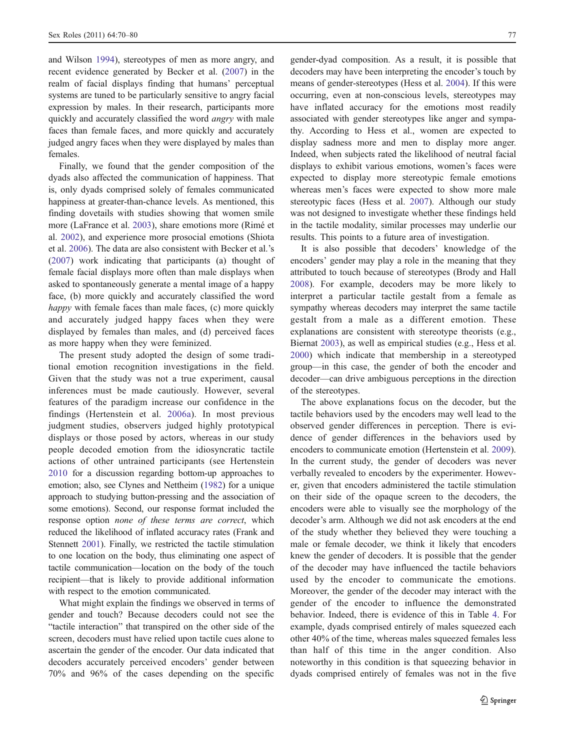and Wilson 1994), stereotypes of men as more angry, and recent evidence generated by Becker et al. (2007) in the realm of facial displays finding that humans' perceptual systems are tuned to be particularly sensitive to angry facial expression by males. In their research, participants more quickly and accurately classified the word *angry* with male faces than female faces, and more quickly and accurately judged angry faces when they were displayed by males than females.

Finally, we found that the gender composition of the dyads also affected the communication of happiness. That is, only dyads comprised solely of females communicated happiness at greater-than-chance levels. As mentioned, this finding dovetails with studies showing that women smile more (LaFrance et al. 2003), share emotions more (Rimé et al. 2002), and experience more prosocial emotions (Shiota et al. 2006). The data are also consistent with Becker et al.'s (2007) work indicating that participants (a) thought of female facial displays more often than male displays when asked to spontaneously generate a mental image of a happy face, (b) more quickly and accurately classified the word *happy* with female faces than male faces, (c) more quickly and accurately judged happy faces when they were displayed by females than males, and (d) perceived faces as more happy when they were feminized.

The present study adopted the design of some traditional emotion recognition investigations in the field. Given that the study was not a true experiment, causal inferences must be made cautiously. However, several features of the paradigm increase our confidence in the findings (Hertenstein et al. 2006a). In most previous judgment studies, observers judged highly prototypical displays or those posed by actors, whereas in our study people decoded emotion from the idiosyncratic tactile actions of other untrained participants (see Hertenstein 2010 for a discussion regarding bottom-up approaches to emotion; also, see Clynes and Nettheim (1982) for a unique approach to studying button-pressing and the association of some emotions). Second, our response format included the response option *none of these terms are correct*, which reduced the likelihood of inflated accuracy rates (Frank and Stennett 2001). Finally, we restricted the tactile stimulation to one location on the body, thus eliminating one aspect of tactile communication—location on the body of the touch recipient—that is likely to provide additional information with respect to the emotion communicated.

What might explain the findings we observed in terms of gender and touch? Because decoders could not see the "tactile interaction" that transpired on the other side of the screen, decoders must have relied upon tactile cues alone to ascertain the gender of the encoder. Our data indicated that decoders accurately perceived encoders' gender between 70% and 96% of the cases depending on the specific gender-dyad composition. As a result, it is possible that decoders may have been interpreting the encoder's touch by means of gender-stereotypes (Hess et al. 2004). If this were occurring, even at non-conscious levels, stereotypes may have inflated accuracy for the emotions most readily associated with gender stereotypes like anger and sympathy. According to Hess et al., women are expected to display sadness more and men to display more anger. Indeed, when subjects rated the likelihood of neutral facial displays to exhibit various emotions, women's faces were expected to display more stereotypic female emotions whereas men's faces were expected to show more male stereotypic faces (Hess et al. 2007). Although our study was not designed to investigate whether these findings held in the tactile modality, similar processes may underlie our results. This points to a future area of investigation.

It is also possible that decoders' knowledge of the encoders' gender may play a role in the meaning that they attributed to touch because of stereotypes (Brody and Hall 2008). For example, decoders may be more likely to interpret a particular tactile gestalt from a female as sympathy whereas decoders may interpret the same tactile gestalt from a male as a different emotion. These explanations are consistent with stereotype theorists (e.g., Biernat 2003), as well as empirical studies (e.g., Hess et al. 2000) which indicate that membership in a stereotyped group—in this case, the gender of both the encoder and decoder—can drive ambiguous perceptions in the direction of the stereotypes.

The above explanations focus on the decoder, but the tactile behaviors used by the encoders may well lead to the observed gender differences in perception. There is evidence of gender differences in the behaviors used by encoders to communicate emotion (Hertenstein et al. 2009). In the current study, the gender of decoders was never verbally revealed to encoders by the experimenter. However, given that encoders administered the tactile stimulation on their side of the opaque screen to the decoders, the encoders were able to visually see the morphology of the decoder's arm. Although we did not ask encoders at the end of the study whether they believed they were touching a male or female decoder, we think it likely that encoders knew the gender of decoders. It is possible that the gender of the decoder may have influenced the tactile behaviors used by the encoder to communicate the emotions. Moreover, the gender of the decoder may interact with the gender of the encoder to influence the demonstrated behavior. Indeed, there is evidence of this in Table 4. For example, dyads comprised entirely of males squeezed each other 40% of the time, whereas males squeezed females less than half of this time in the anger condition. Also noteworthy in this condition is that squeezing behavior in dyads comprised entirely of females was not in the five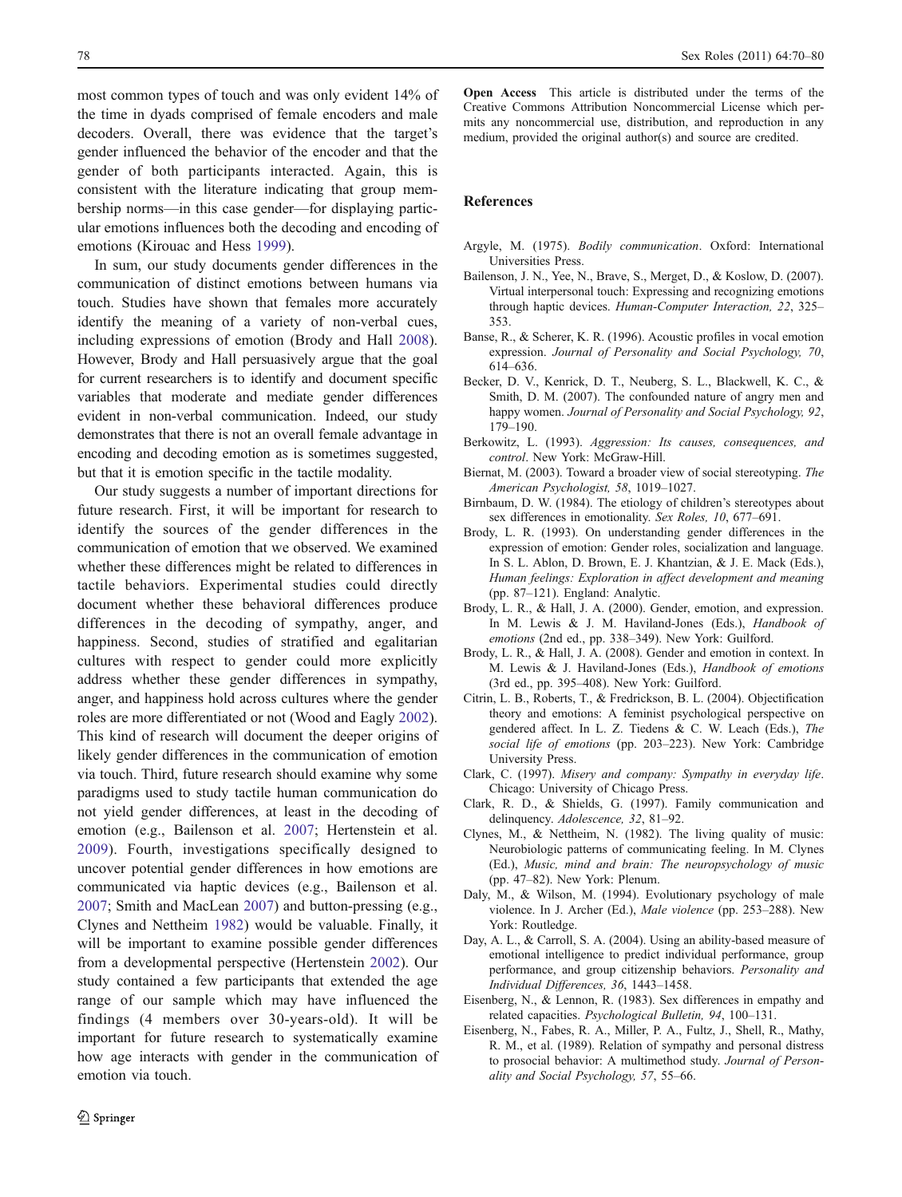most common types of touch and was only evident 14% of the time in dyads comprised of female encoders and male decoders. Overall, there was evidence that the target's gender influenced the behavior of the encoder and that the gender of both participants interacted. Again, this is consistent with the literature indicating that group membership norms—in this case gender—for displaying particular emotions influences both the decoding and encoding of emotions (Kirouac and Hess 1999).

In sum, our study documents gender differences in the communication of distinct emotions between humans via touch. Studies have shown that females more accurately identify the meaning of a variety of non-verbal cues, including expressions of emotion (Brody and Hall 2008). However, Brody and Hall persuasively argue that the goal for current researchers is to identify and document specific variables that moderate and mediate gender differences evident in non-verbal communication. Indeed, our study demonstrates that there is not an overall female advantage in encoding and decoding emotion as is sometimes suggested, but that it is emotion specific in the tactile modality.

Our study suggests a number of important directions for future research. First, it will be important for research to identify the sources of the gender differences in the communication of emotion that we observed. We examined whether these differences might be related to differences in tactile behaviors. Experimental studies could directly document whether these behavioral differences produce differences in the decoding of sympathy, anger, and happiness. Second, studies of stratified and egalitarian cultures with respect to gender could more explicitly address whether these gender differences in sympathy, anger, and happiness hold across cultures where the gender roles are more differentiated or not (Wood and Eagly 2002). This kind of research will document the deeper origins of likely gender differences in the communication of emotion via touch. Third, future research should examine why some paradigms used to study tactile human communication do not yield gender differences, at least in the decoding of emotion (e.g., Bailenson et al. 2007; Hertenstein et al. 2009). Fourth, investigations specifically designed to uncover potential gender differences in how emotions are communicated via haptic devices (e.g., Bailenson et al. 2007; Smith and MacLean 2007) and button-pressing (e.g., Clynes and Nettheim 1982) would be valuable. Finally, it will be important to examine possible gender differences from a developmental perspective (Hertenstein 2002). Our study contained a few participants that extended the age range of our sample which may have influenced the findings (4 members over 30-years-old). It will be important for future research to systematically examine how age interacts with gender in the communication of emotion via touch.

**Open Access** This article is distributed under the terms of the Creative Commons Attribution Noncommercial License which permits any noncommercial use, distribution, and reproduction in any medium, provided the original author(s) and source are credited.

## References

Argyle, M. (1975). *Bodily communication*. Oxford: International Universities Press.

Bailenson, J. N., Yee, N., Brave, S., Merget, D., & Koslow, D. (2007). Virtual interpersonal touch: Expressing and recognizing emotions through haptic devices. *Human-Computer Interaction, 22*, 325–353.

Banse, R., & Scherer, K. R. (1996). Acoustic profiles in vocal emotion expression. *Journal of Personality and Social Psychology, 70*, 614–636.

Becker, D. V., Kenrick, D. T., Neuberg, S. L., Blackwell, K. C., & Smith, D. M. (2007). The confounded nature of angry men and happy women. *Journal of Personality and Social Psychology, 92*, 179–190.

Berkowitz, L. (1993). *Aggression: Its causes, consequences, and control*. New York: McGraw-Hill.

Biernat, M. (2003). Toward a broader view of social stereotyping. *The American Psychologist, 58*, 1019–1027.

Birnbaum, D. W. (1984). The etiology of children's stereotypes about sex differences in emotionality. *Sex Roles, 10*, 677–691.

Brody, L. R. (1993). On understanding gender differences in the expression of emotion: Gender roles, socialization and language. In S. L. Ablon, D. Brown, E. J. Khantzian, & J. E. Mack (Eds.), *Human feelings: Exploration in affect development and meaning* (pp. 87–121). England: Analytic.

Brody, L. R., & Hall, J. A. (2000). Gender, emotion, and expression. In M. Lewis & J. M. Haviland-Jones (Eds.), *Handbook of emotions* (2nd ed., pp. 338–349). New York: Guilford.

Brody, L. R., & Hall, J. A. (2008). Gender and emotion in context. In M. Lewis & J. Haviland-Jones (Eds.), *Handbook of emotions* (3rd ed., pp. 395–408). New York: Guilford.

Citrin, L. B., Roberts, T., & Fredrickson, B. L. (2004). Objectification theory and emotions: A feminist psychological perspective on gendered affect. In L. Z. Tiedens & C. W. Leach (Eds.), *The social life of emotions* (pp. 203–223). New York: Cambridge University Press.

Clark, C. (1997). *Misery and company: Sympathy in everyday life*. Chicago: University of Chicago Press.

Clark, R. D., & Shields, G. (1997). Family communication and delinquency. *Adolescence, 32*, 81–92.

Clynes, M., & Nettheim, N. (1982). The living quality of music: Neurobiologic patterns of communicating feeling. In M. Clynes (Ed.), *Music, mind and brain: The neuropsychology of music* (pp. 47–82). New York: Plenum.

Daly, M., & Wilson, M. (1994). Evolutionary psychology of male violence. In J. Archer (Ed.), *Male violence* (pp. 253–288). New York: Routledge.

Day, A. L., & Carroll, S. A. (2004). Using an ability-based measure of emotional intelligence to predict individual performance, group performance, and group citizenship behaviors. *Personality and Individual Differences, 36*, 1443–1458.

Eisenberg, N., & Lennon, R. (1983). Sex differences in empathy and related capacities. *Psychological Bulletin, 94*, 100–131.

Eisenberg, N., Fabes, R. A., Miller, P. A., Fultz, J., Shell, R., Mathy, R. M., et al. (1989). Relation of sympathy and personal distress to prosocial behavior: A multimethod study. *Journal of Personality and Social Psychology, 57*, 55–66.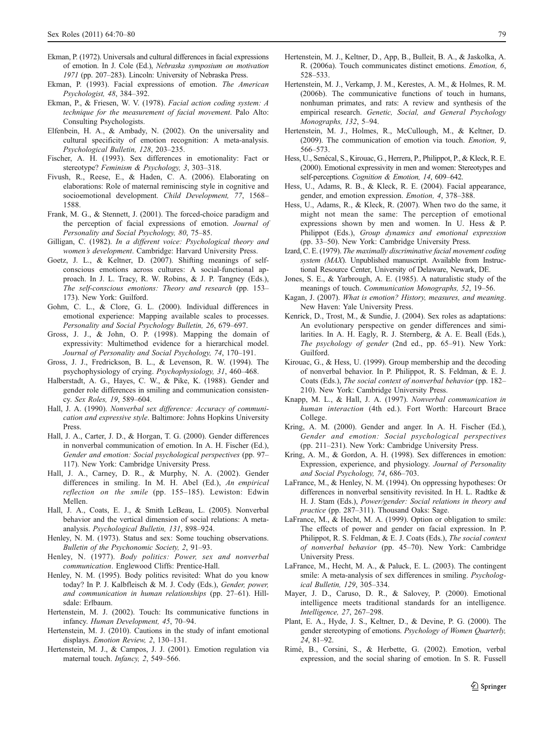Ekman, P. (1972). Universals and cultural differences in facial expressions of emotion. In J. Cole (Ed.), *Nebraska symposium on motivation 1971* (pp. 207–283). Lincoln: University of Nebraska Press.

Ekman, P. (1993). Facial expressions of emotion. *The American Psychologist, 48*, 384–392.

Ekman, P., & Friesen, W. V. (1978). *Facial action coding system: A technique for the measurement of facial movement*. Palo Alto: Consulting Psychologists.

Elfenbein, H. A., & Ambady, N. (2002). On the universality and cultural specificity of emotion recognition: A meta-analysis. *Psychological Bulletin, 128*, 203–235.

Fischer, A. H. (1993). Sex differences in emotionality: Fact or stereotype? *Feminism & Psychology, 3*, 303–318.

Fivush, R., Reese, E., & Haden, C. A. (2006). Elaborating on elaborations: Role of maternal reminiscing style in cognitive and socioemotional development. *Child Development, 77*, 1568–1588.

Frank, M. G., & Stennett, J. (2001). The forced-choice paradigm and the perception of facial expressions of emotion. *Journal of Personality and Social Psychology, 80*, 75–85.

Gilligan, C. (1982). *In a different voice: Psychological theory and women's development*. Cambridge: Harvard University Press.

Goetz, J. L., & Keltner, D. (2007). Shifting meanings of self-conscious emotions across cultures: A social-functional approach. In J. L. Tracy, R. W. Robins, & J. P. Tangney (Eds.), *The self-conscious emotions: Theory and research* (pp. 153–173). New York: Guilford.

Gohm, C. L., & Clore, G. L. (2000). Individual differences in emotional experience: Mapping available scales to processes. *Personality and Social Psychology Bulletin, 26*, 679–697.

Gross, J. J., & John, O. P. (1998). Mapping the domain of expressivity: Multimethod evidence for a hierarchical model. *Journal of Personality and Social Psychology, 74*, 170–191.

Gross, J. J., Fredrickson, B. L., & Levenson, R. W. (1994). The psychophysiology of crying. *Psychophysiology, 31*, 460–468.

Halberstadt, A. G., Hayes, C. W., & Pike, K. (1988). Gender and gender role differences in smiling and communication consistency. *Sex Roles, 19*, 589–604.

Hall, J. A. (1990). *Nonverbal sex difference: Accuracy of communication and expressive style*. Baltimore: Johns Hopkins University Press.

Hall, J. A., Carter, J. D., & Horgan, T. G. (2000). Gender differences in nonverbal communication of emotion. In A. H. Fischer (Ed.), *Gender and emotion: Social psychological perspectives* (pp. 97–117). New York: Cambridge University Press.

Hall, J. A., Carney, D. R., & Murphy, N. A. (2002). Gender differences in smiling. In M. H. Abel (Ed.), *An empirical reflection on the smile* (pp. 155–185). Lewiston: Edwin Mellen.

Hall, J. A., Coats, E. J., & Smith LeBeau, L. (2005). Nonverbal behavior and the vertical dimension of social relations: A meta-analysis. *Psychological Bulletin, 131*, 898–924.

Henley, N. M. (1973). Status and sex: Some touching observations. *Bulletin of the Psychonomic Society, 2*, 91–93.

Henley, N. (1977). *Body politics: Power, sex and nonverbal communication*. Englewood Cliffs: Prentice-Hall.

Henley, N. M. (1995). Body politics revisited: What do you know today? In P. J. Kalbfleisch & M. J. Cody (Eds.), *Gender, power, and communication in human relationships* (pp. 27–61). Hillsdale: Erlbaum.

Hertenstein, M. J. (2002). Touch: Its communicative functions in infancy. *Human Development, 45*, 70–94.

Hertenstein, M. J. (2010). Cautions in the study of infant emotional displays. *Emotion Review, 2*, 130–131.

Hertenstein, M. J., & Campos, J. J. (2001). Emotion regulation via maternal touch. *Infancy, 2*, 549–566.

Hertenstein, M. J., Keltner, D., App, B., Bulleit, B. A., & Jaskolka, A. R. (2006a). Touch communicates distinct emotions. *Emotion, 6*, 528–533.

Hertenstein, M. J., Verkamp, J. M., Kerestes, A. M., & Holmes, R. M. (2006b). The communicative functions of touch in humans, nonhuman primates, and rats: A review and synthesis of the empirical research. *Genetic, Social, and General Psychology Monographs, 132*, 5–94.

Hertenstein, M. J., Holmes, R., McCullough, M., & Keltner, D. (2009). The communication of emotion via touch. *Emotion, 9*, 566–573.

Hess, U., Senécal, S., Kirouac, G., Herrera, P., Philippot, P., & Kleck, R. E. (2000). Emotional expressivity in men and women: Stereotypes and self-perceptions. *Cognition & Emotion, 14*, 609–642.

Hess, U., Adams, R. B., & Kleck, R. E. (2004). Facial appearance, gender, and emotion expression. *Emotion, 4*, 378–388.

Hess, U., Adams, R., & Kleck, R. (2007). When two do the same, it might not mean the same: The perception of emotional expressions shown by men and women. In U. Hess & P. Philippot (Eds.), *Group dynamics and emotional expression* (pp. 33–50). New York: Cambridge University Press.

Izard, C. E. (1979). *The maximally discriminative facial movement coding system (MAX)*. Unpublished manuscript. Available from Instructional Resource Center, University of Delaware, Newark, DE.

Jones, S. E., & Yarbrough, A. E. (1985). A naturalistic study of the meanings of touch. *Communication Monographs, 52*, 19–56.

Kagan, J. (2007). *What is emotion? History, measures, and meaning*. New Haven: Yale University Press.

Kenrick, D., Trost, M., & Sundie, J. (2004). Sex roles as adaptations: An evolutionary perspective on gender differences and similarities. In A. H. Eagly, R. J. Sternberg, & A. E. Beall (Eds.), *The psychology of gender* (2nd ed., pp. 65–91). New York: Guilford.

Kirouac, G., & Hess, U. (1999). Group membership and the decoding of nonverbal behavior. In P. Philippot, R. S. Feldman, & E. J. Coats (Eds.), *The social context of nonverbal behavior* (pp. 182–210). New York: Cambridge University Press.

Knapp, M. L., & Hall, J. A. (1997). *Nonverbal communication in human interaction* (4th ed.). Fort Worth: Harcourt Brace College.

Kring, A. M. (2000). Gender and anger. In A. H. Fischer (Ed.), *Gender and emotion: Social psychological perspectives* (pp. 211–231). New York: Cambridge University Press.

Kring, A. M., & Gordon, A. H. (1998). Sex differences in emotion: Expression, experience, and physiology. *Journal of Personality and Social Psychology, 74*, 686–703.

LaFrance, M., & Henley, N. M. (1994). On oppressing hypotheses: Or differences in nonverbal sensitivity revisited. In H. L. Radtke & H. J. Stam (Eds.), *Power/gender: Social relations in theory and practice* (pp. 287–311). Thousand Oaks: Sage.

LaFrance, M., & Hecht, M. A. (1999). Option or obligation to smile: The effects of power and gender on facial expression. In P. Philippot, R. S. Feldman, & E. J. Coats (Eds.), *The social context of nonverbal behavior* (pp. 45–70). New York: Cambridge University Press.

LaFrance, M., Hecht, M. A., & Paluck, E. L. (2003). The contingent smile: A meta-analysis of sex differences in smiling. *Psychological Bulletin, 129*, 305–334.

Mayer, J. D., Caruso, D. R., & Salovey, P. (2000). Emotional intelligence meets traditional standards for an intelligence. *Intelligence, 27*, 267–298.

Plant, E. A., Hyde, J. S., Keltner, D., & Devine, P. G. (2000). The gender stereotyping of emotions. *Psychology of Women Quarterly, 24*, 81–92.

Rimé, B., Corsini, S., & Herbette, G. (2002). Emotion, verbal expression, and the social sharing of emotion. In S. R. Fussell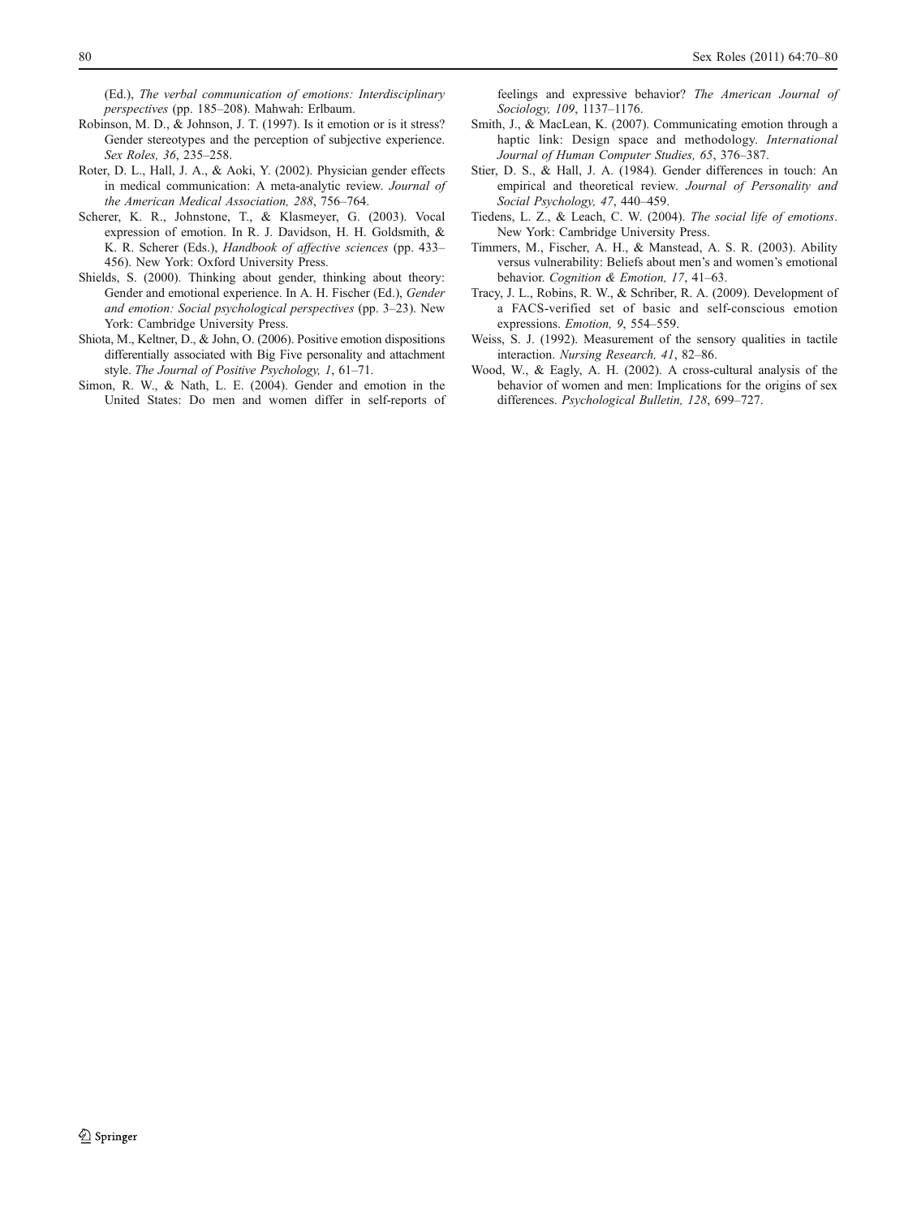(Ed.), *The verbal communication of emotions: Interdisciplinary perspectives* (pp. 185–208). Mahwah: Erlbaum.

Robinson, M. D., & Johnson, J. T. (1997). Is it emotion or is it stress? Gender stereotypes and the perception of subjective experience. *Sex Roles, 36*, 235–258.

Roter, D. L., Hall, J. A., & Aoki, Y. (2002). Physician gender effects in medical communication: A meta-analytic review. *Journal of the American Medical Association, 288*, 756–764.

Scherer, K. R., Johnstone, T., & Klasmeyer, G. (2003). Vocal expression of emotion. In R. J. Davidson, H. H. Goldsmith, & K. R. Scherer (Eds.), *Handbook of affective sciences* (pp. 433–456). New York: Oxford University Press.

Shields, S. (2000). Thinking about gender, thinking about theory: Gender and emotional experience. In A. H. Fischer (Ed.), *Gender and emotion: Social psychological perspectives* (pp. 3–23). New York: Cambridge University Press.

Shiota, M., Keltner, D., & John, O. (2006). Positive emotion dispositions differentially associated with Big Five personality and attachment style. *The Journal of Positive Psychology, 1*, 61–71.

Simon, R. W., & Nath, L. E. (2004). Gender and emotion in the United States: Do men and women differ in self-reports of feelings and expressive behavior? *The American Journal of Sociology, 109*, 1137–1176.

Smith, J., & MacLean, K. (2007). Communicating emotion through a haptic link: Design space and methodology. *International Journal of Human Computer Studies, 65*, 376–387.

Stier, D. S., & Hall, J. A. (1984). Gender differences in touch: An empirical and theoretical review. *Journal of Personality and Social Psychology, 47*, 440–459.

Tiedens, L. Z., & Leach, C. W. (2004). *The social life of emotions*. New York: Cambridge University Press.

Timmers, M., Fischer, A. H., & Manstead, A. S. R. (2003). Ability versus vulnerability: Beliefs about men's and women's emotional behavior. *Cognition & Emotion, 17*, 41–63.

Tracy, J. L., Robins, R. W., & Schriber, R. A. (2009). Development of a FACS-verified set of basic and self-conscious emotion expressions. *Emotion, 9*, 554–559.

Weiss, S. J. (1992). Measurement of the sensory qualities in tactile interaction. *Nursing Research, 41*, 82–86.

Wood, W., & Eagly, A. H. (2002). A cross-cultural analysis of the behavior of women and men: Implications for the origins of sex differences. *Psychological Bulletin, 128*, 699–727.